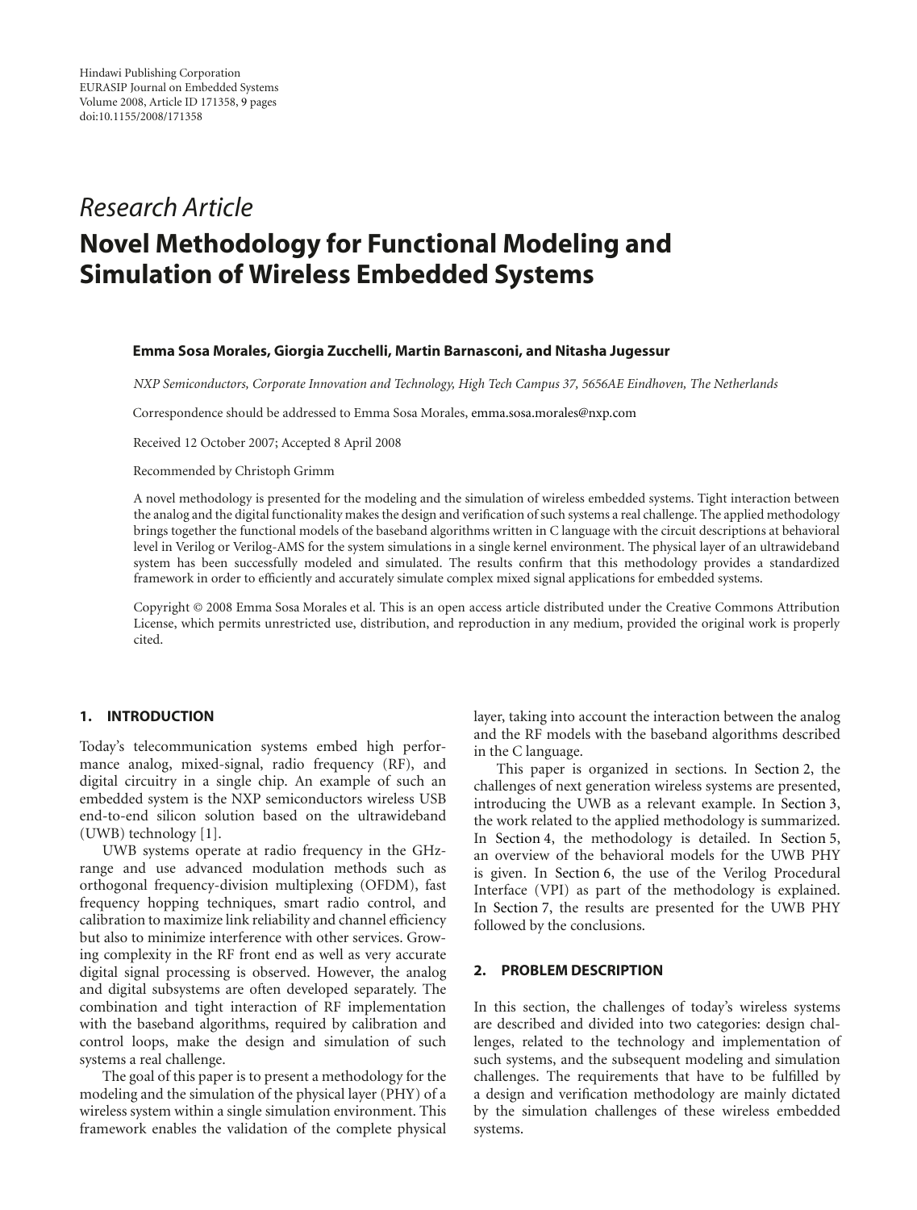Hindawi Publishing Corporation
EURASIP Journal on Embedded Systems
Volume 2008, Article ID 171358, 9 pages
doi:10.1155/2008/171358

*Research Article*

# Novel Methodology for Functional Modeling and Simulation of Wireless Embedded Systems

**Emma Sosa Morales, Giorgia Zucchelli, Martin Barnasconi, and Nitasha Jugessur**

*NXP Semiconductors, Corporate Innovation and Technology, High Tech Campus 37, 5656AE Eindhoven, The Netherlands*

Correspondence should be addressed to Emma Sosa Morales, emma.sosa.morales@nxp.com

Received 12 October 2007; Accepted 8 April 2008

Recommended by Christoph Grimm

A novel methodology is presented for the modeling and the simulation of wireless embedded systems. Tight interaction between the analog and the digital functionality makes the design and verification of such systems a real challenge. The applied methodology brings together the functional models of the baseband algorithms written in C language with the circuit descriptions at behavioral level in Verilog or Verilog-AMS for the system simulations in a single kernel environment. The physical layer of an ultrawideband system has been successfully modeled and simulated. The results confirm that this methodology provides a standardized framework in order to efficiently and accurately simulate complex mixed signal applications for embedded systems.

Copyright © 2008 Emma Sosa Morales et al. This is an open access article distributed under the Creative Commons Attribution License, which permits unrestricted use, distribution, and reproduction in any medium, provided the original work is properly cited.

## 1. INTRODUCTION

Today's telecommunication systems embed high performance analog, mixed-signal, radio frequency (RF), and digital circuitry in a single chip. An example of such an embedded system is the NXP semiconductors wireless USB end-to-end silicon solution based on the ultrawideband (UWB) technology [1].

UWB systems operate at radio frequency in the GHz-range and use advanced modulation methods such as orthogonal frequency-division multiplexing (OFDM), fast frequency hopping techniques, smart radio control, and calibration to maximize link reliability and channel efficiency but also to minimize interference with other services. Growing complexity in the RF front end as well as very accurate digital signal processing is observed. However, the analog and digital subsystems are often developed separately. The combination and tight interaction of RF implementation with the baseband algorithms, required by calibration and control loops, make the design and simulation of such systems a real challenge.

The goal of this paper is to present a methodology for the modeling and the simulation of the physical layer (PHY) of a wireless system within a single simulation environment. This framework enables the validation of the complete physical layer, taking into account the interaction between the analog and the RF models with the baseband algorithms described in the C language.

This paper is organized in sections. In Section 2, the challenges of next generation wireless systems are presented, introducing the UWB as a relevant example. In Section 3, the work related to the applied methodology is summarized. In Section 4, the methodology is detailed. In Section 5, an overview of the behavioral models for the UWB PHY is given. In Section 6, the use of the Verilog Procedural Interface (VPI) as part of the methodology is explained. In Section 7, the results are presented for the UWB PHY followed by the conclusions.

## 2. PROBLEM DESCRIPTION

In this section, the challenges of today's wireless systems are described and divided into two categories: design challenges, related to the technology and implementation of such systems, and the subsequent modeling and simulation challenges. The requirements that have to be fulfilled by a design and verification methodology are mainly dictated by the simulation challenges of these wireless embedded systems.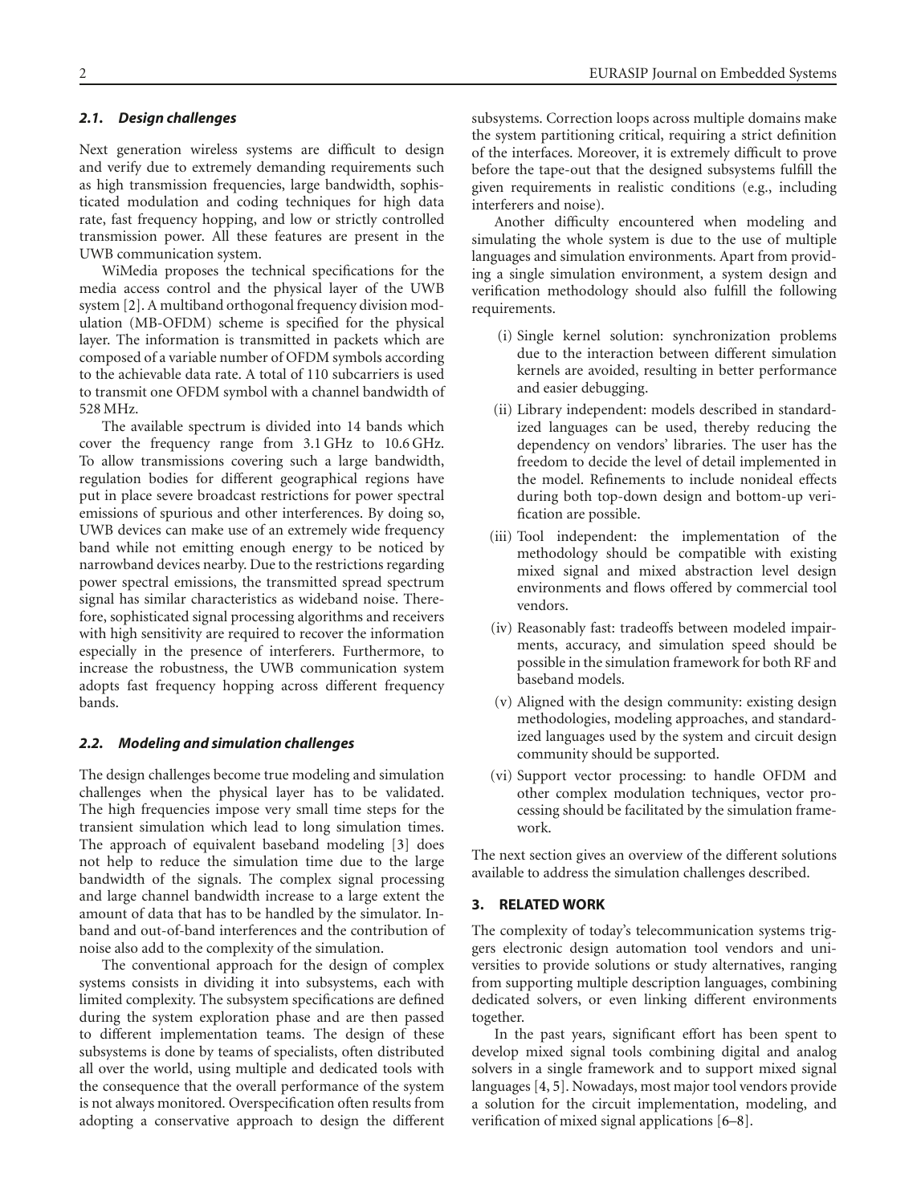### 2.1. Design challenges

Next generation wireless systems are difficult to design and verify due to extremely demanding requirements such as high transmission frequencies, large bandwidth, sophisticated modulation and coding techniques for high data rate, fast frequency hopping, and low or strictly controlled transmission power. All these features are present in the UWB communication system.

WiMedia proposes the technical specifications for the media access control and the physical layer of the UWB system [2]. A multiband orthogonal frequency division modulation (MB-OFDM) scheme is specified for the physical layer. The information is transmitted in packets which are composed of a variable number of OFDM symbols according to the achievable data rate. A total of 110 subcarriers is used to transmit one OFDM symbol with a channel bandwidth of 528 MHz.

The available spectrum is divided into 14 bands which cover the frequency range from 3.1 GHz to 10.6 GHz. To allow transmissions covering such a large bandwidth, regulation bodies for different geographical regions have put in place severe broadcast restrictions for power spectral emissions of spurious and other interferences. By doing so, UWB devices can make use of an extremely wide frequency band while not emitting enough energy to be noticed by narrowband devices nearby. Due to the restrictions regarding power spectral emissions, the transmitted spread spectrum signal has similar characteristics as wideband noise. Therefore, sophisticated signal processing algorithms and receivers with high sensitivity are required to recover the information especially in the presence of interferers. Furthermore, to increase the robustness, the UWB communication system adopts fast frequency hopping across different frequency bands.

### 2.2. Modeling and simulation challenges

The design challenges become true modeling and simulation challenges when the physical layer has to be validated. The high frequencies impose very small time steps for the transient simulation which lead to long simulation times. The approach of equivalent baseband modeling [3] does not help to reduce the simulation time due to the large bandwidth of the signals. The complex signal processing and large channel bandwidth increase to a large extent the amount of data that has to be handled by the simulator. In-band and out-of-band interferences and the contribution of noise also add to the complexity of the simulation.

The conventional approach for the design of complex systems consists in dividing it into subsystems, each with limited complexity. The subsystem specifications are defined during the system exploration phase and are then passed to different implementation teams. The design of these subsystems is done by teams of specialists, often distributed all over the world, using multiple and dedicated tools with the consequence that the overall performance of the system is not always monitored. Overspecification often results from adopting a conservative approach to design the different subsystems. Correction loops across multiple domains make the system partitioning critical, requiring a strict definition of the interfaces. Moreover, it is extremely difficult to prove before the tape-out that the designed subsystems fulfill the given requirements in realistic conditions (e.g., including interferers and noise).

Another difficulty encountered when modeling and simulating the whole system is due to the use of multiple languages and simulation environments. Apart from providing a single simulation environment, a system design and verification methodology should also fulfill the following requirements.

- (i) Single kernel solution: synchronization problems due to the interaction between different simulation kernels are avoided, resulting in better performance and easier debugging.
- (ii) Library independent: models described in standardized languages can be used, thereby reducing the dependency on vendors' libraries. The user has the freedom to decide the level of detail implemented in the model. Refinements to include nonideal effects during both top-down design and bottom-up verification are possible.
- (iii) Tool independent: the implementation of the methodology should be compatible with existing mixed signal and mixed abstraction level design environments and flows offered by commercial tool vendors.
- (iv) Reasonably fast: tradeoffs between modeled impairments, accuracy, and simulation speed should be possible in the simulation framework for both RF and baseband models.
- (v) Aligned with the design community: existing design methodologies, modeling approaches, and standardized languages used by the system and circuit design community should be supported.
- (vi) Support vector processing: to handle OFDM and other complex modulation techniques, vector processing should be facilitated by the simulation framework.

The next section gives an overview of the different solutions available to address the simulation challenges described.

## 3. RELATED WORK

The complexity of today's telecommunication systems triggers electronic design automation tool vendors and universities to provide solutions or study alternatives, ranging from supporting multiple description languages, combining dedicated solvers, or even linking different environments together.

In the past years, significant effort has been spent to develop mixed signal tools combining digital and analog solvers in a single framework and to support mixed signal languages [4, 5]. Nowadays, most major tool vendors provide a solution for the circuit implementation, modeling, and verification of mixed signal applications [6–8].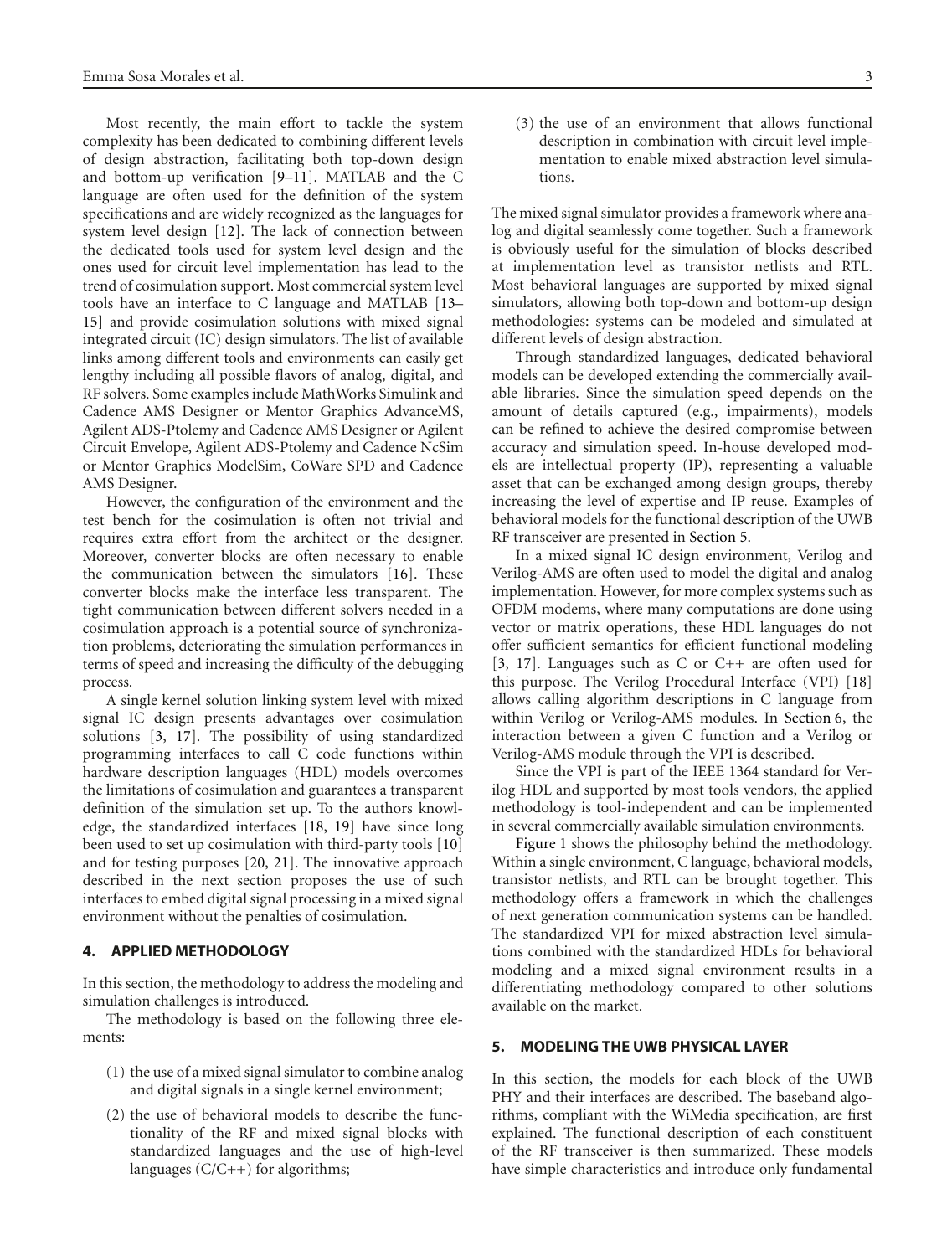Most recently, the main effort to tackle the system complexity has been dedicated to combining different levels of design abstraction, facilitating both top-down design and bottom-up verification [9–11]. MATLAB and the C language are often used for the definition of the system specifications and are widely recognized as the languages for system level design [12]. The lack of connection between the dedicated tools used for system level design and the ones used for circuit level implementation has lead to the trend of cosimulation support. Most commercial system level tools have an interface to C language and MATLAB [13–15] and provide cosimulation solutions with mixed signal integrated circuit (IC) design simulators. The list of available links among different tools and environments can easily get lengthy including all possible flavors of analog, digital, and RF solvers. Some examples include MathWorks Simulink and Cadence AMS Designer or Mentor Graphics AdvanceMS, Agilent ADS-Ptolemy and Cadence AMS Designer or Agilent Circuit Envelope, Agilent ADS-Ptolemy and Cadence NcSim or Mentor Graphics ModelSim, CoWare SPD and Cadence AMS Designer.

However, the configuration of the environment and the test bench for the cosimulation is often not trivial and requires extra effort from the architect or the designer. Moreover, converter blocks are often necessary to enable the communication between the simulators [16]. These converter blocks make the interface less transparent. The tight communication between different solvers needed in a cosimulation approach is a potential source of synchronization problems, deteriorating the simulation performances in terms of speed and increasing the difficulty of the debugging process.

A single kernel solution linking system level with mixed signal IC design presents advantages over cosimulation solutions [3, 17]. The possibility of using standardized programming interfaces to call C code functions within hardware description languages (HDL) models overcomes the limitations of cosimulation and guarantees a transparent definition of the simulation set up. To the authors knowledge, the standardized interfaces [18, 19] have since long been used to set up cosimulation with third-party tools [10] and for testing purposes [20, 21]. The innovative approach described in the next section proposes the use of such interfaces to embed digital signal processing in a mixed signal environment without the penalties of cosimulation.

## 4. APPLIED METHODOLOGY

In this section, the methodology to address the modeling and simulation challenges is introduced.

The methodology is based on the following three elements:

(1) the use of a mixed signal simulator to combine analog and digital signals in a single kernel environment;

(2) the use of behavioral models to describe the functionality of the RF and mixed signal blocks with standardized languages and the use of high-level languages (C/C++) for algorithms;

(3) the use of an environment that allows functional description in combination with circuit level implementation to enable mixed abstraction level simulations.

The mixed signal simulator provides a framework where analog and digital seamlessly come together. Such a framework is obviously useful for the simulation of blocks described at implementation level as transistor netlists and RTL. Most behavioral languages are supported by mixed signal simulators, allowing both top-down and bottom-up design methodologies: systems can be modeled and simulated at different levels of design abstraction.

Through standardized languages, dedicated behavioral models can be developed extending the commercially available libraries. Since the simulation speed depends on the amount of details captured (e.g., impairments), models can be refined to achieve the desired compromise between accuracy and simulation speed. In-house developed models are intellectual property (IP), representing a valuable asset that can be exchanged among design groups, thereby increasing the level of expertise and IP reuse. Examples of behavioral models for the functional description of the UWB RF transceiver are presented in Section 5.

In a mixed signal IC design environment, Verilog and Verilog-AMS are often used to model the digital and analog implementation. However, for more complex systems such as OFDM modems, where many computations are done using vector or matrix operations, these HDL languages do not offer sufficient semantics for efficient functional modeling [3, 17]. Languages such as C or C++ are often used for this purpose. The Verilog Procedural Interface (VPI) [18] allows calling algorithm descriptions in C language from within Verilog or Verilog-AMS modules. In Section 6, the interaction between a given C function and a Verilog or Verilog-AMS module through the VPI is described.

Since the VPI is part of the IEEE 1364 standard for Verilog HDL and supported by most tools vendors, the applied methodology is tool-independent and can be implemented in several commercially available simulation environments.

Figure 1 shows the philosophy behind the methodology. Within a single environment, C language, behavioral models, transistor netlists, and RTL can be brought together. This methodology offers a framework in which the challenges of next generation communication systems can be handled. The standardized VPI for mixed abstraction level simulations combined with the standardized HDLs for behavioral modeling and a mixed signal environment results in a differentiating methodology compared to other solutions available on the market.

## 5. MODELING THE UWB PHYSICAL LAYER

In this section, the models for each block of the UWB PHY and their interfaces are described. The baseband algorithms, compliant with the WiMedia specification, are first explained. The functional description of each constituent of the RF transceiver is then summarized. These models have simple characteristics and introduce only fundamental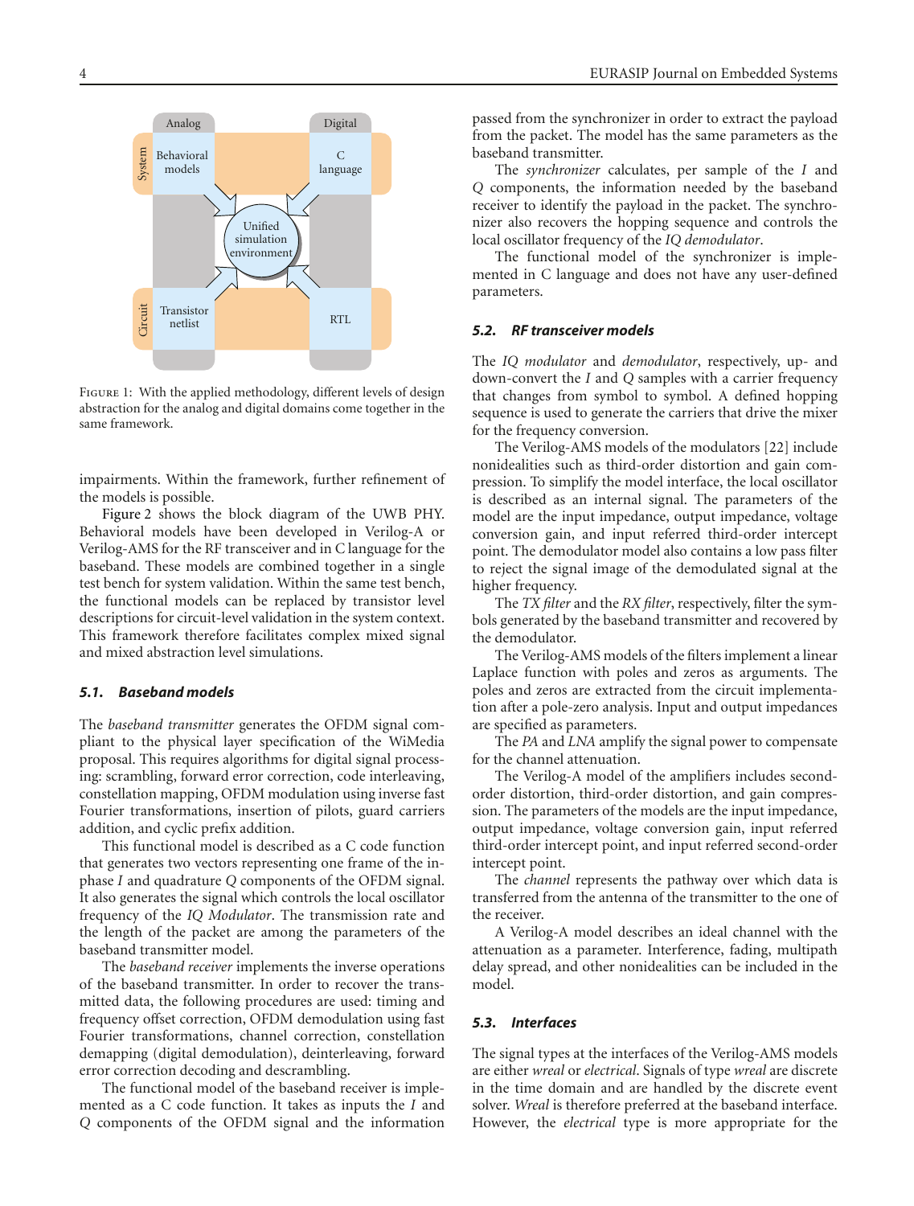FIGURE 1: With the applied methodology, different levels of design abstraction for the analog and digital domains come together in the same framework.

impairments. Within the framework, further refinement of the models is possible.

Figure 2 shows the block diagram of the UWB PHY. Behavioral models have been developed in Verilog-A or Verilog-AMS for the RF transceiver and in C language for the baseband. These models are combined together in a single test bench for system validation. Within the same test bench, the functional models can be replaced by transistor level descriptions for circuit-level validation in the system context. This framework therefore facilitates complex mixed signal and mixed abstraction level simulations.

### 5.1. Baseband models

The *baseband transmitter* generates the OFDM signal compliant to the physical layer specification of the WiMedia proposal. This requires algorithms for digital signal processing: scrambling, forward error correction, code interleaving, constellation mapping, OFDM modulation using inverse fast Fourier transformations, insertion of pilots, guard carriers addition, and cyclic prefix addition.

This functional model is described as a C code function that generates two vectors representing one frame of the in-phase $I$ and quadrature $Q$ components of the OFDM signal. It also generates the signal which controls the local oscillator frequency of the *IQ Modulator*. The transmission rate and the length of the packet are among the parameters of the baseband transmitter model.

The *baseband receiver* implements the inverse operations of the baseband transmitter. In order to recover the transmitted data, the following procedures are used: timing and frequency offset correction, OFDM demodulation using fast Fourier transformations, channel correction, constellation demapping (digital demodulation), deinterleaving, forward error correction decoding and descrambling.

The functional model of the baseband receiver is implemented as a C code function. It takes as inputs the $I$ and $Q$ components of the OFDM signal and the information passed from the synchronizer in order to extract the payload from the packet. The model has the same parameters as the baseband transmitter.

The *synchronizer* calculates, per sample of the $I$ and $Q$ components, the information needed by the baseband receiver to identify the payload in the packet. The synchronizer also recovers the hopping sequence and controls the local oscillator frequency of the *IQ demodulator*.

The functional model of the synchronizer is implemented in C language and does not have any user-defined parameters.

### 5.2. RF transceiver models

The *IQ modulator* and *demodulator*, respectively, up- and down-convert the $I$ and $Q$ samples with a carrier frequency that changes from symbol to symbol. A defined hopping sequence is used to generate the carriers that drive the mixer for the frequency conversion.

The Verilog-AMS models of the modulators [22] include nonidealities such as third-order distortion and gain compression. To simplify the model interface, the local oscillator is described as an internal signal. The parameters of the model are the input impedance, output impedance, voltage conversion gain, and input referred third-order intercept point. The demodulator model also contains a low pass filter to reject the signal image of the demodulated signal at the higher frequency.

The *TX filter* and the *RX filter*, respectively, filter the symbols generated by the baseband transmitter and recovered by the demodulator.

The Verilog-AMS models of the filters implement a linear Laplace function with poles and zeros as arguments. The poles and zeros are extracted from the circuit implementation after a pole-zero analysis. Input and output impedances are specified as parameters.

The *PA* and *LNA* amplify the signal power to compensate for the channel attenuation.

The Verilog-A model of the amplifiers includes second-order distortion, third-order distortion, and gain compression. The parameters of the models are the input impedance, output impedance, voltage conversion gain, input referred third-order intercept point, and input referred second-order intercept point.

The *channel* represents the pathway over which data is transferred from the antenna of the transmitter to the one of the receiver.

A Verilog-A model describes an ideal channel with the attenuation as a parameter. Interference, fading, multipath delay spread, and other nonidealities can be included in the model.

### 5.3. Interfaces

The signal types at the interfaces of the Verilog-AMS models are either *wreal* or *electrical*. Signals of type *wreal* are discrete in the time domain and are handled by the discrete event solver. *Wreal* is therefore preferred at the baseband interface. However, the *electrical* type is more appropriate for the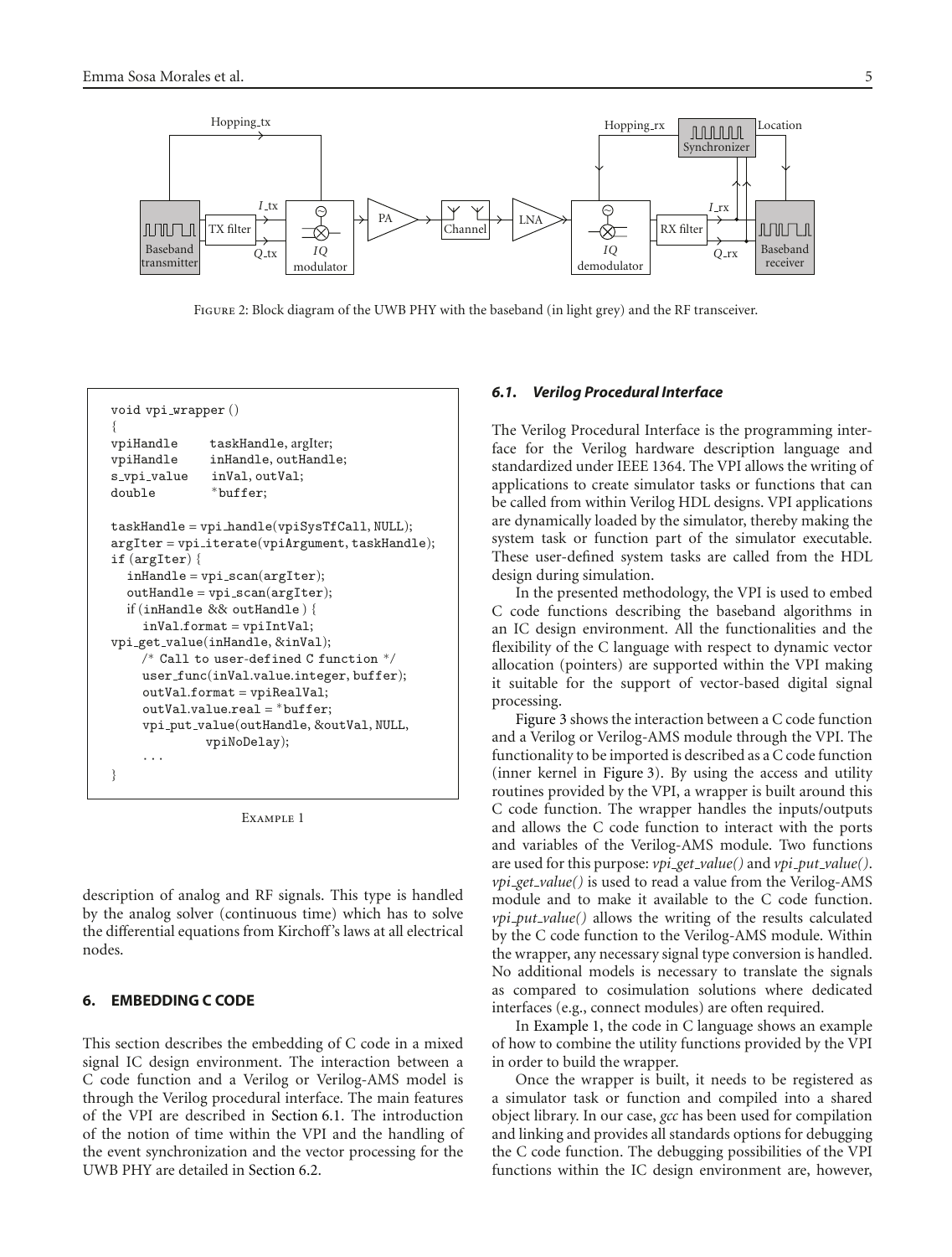Hopping_tx

Hopping_rx

Location

Synchronizer

$I$_tx

$Q$_tx

TX filter

Baseband transmitter

$IQ$ modulator

PA

Channel

LNA

$IQ$ demodulator

RX filter

$I$_rx

$Q$_rx

Baseband receiver

Figure 2: Block diagram of the UWB PHY with the baseband (in light grey) and the RF transceiver.

```
void vpi_wrapper ()
{
vpiHandle      taskHandle, argIter;
vpiHandle      inHandle, outHandle;
s_vpi_value    inVal, outVal;
double         *buffer;

taskHandle = vpi_handle(vpiSysTfCall, NULL);
argIter = vpi_iterate(vpiArgument, taskHandle);
if (argIter) {
  inHandle = vpi_scan(argIter);
  outHandle = vpi_scan(argIter);
  if (inHandle && outHandle ) {
    inVal.format = vpiIntVal;
vpi_get_value(inHandle, &inVal);
    /* Call to user-defined C function */
    user_func(inVal.value.integer, buffer);
    outVal.format = vpiRealVal;
    outVal.value.real = *buffer;
    vpi_put_value(outHandle, &outVal, NULL,
            vpiNoDelay);
    ...
}
```

Example 1

description of analog and RF signals. This type is handled by the analog solver (continuous time) which has to solve the differential equations from Kirchoff's laws at all electrical nodes.

## 6. EMBEDDING C CODE

This section describes the embedding of C code in a mixed signal IC design environment. The interaction between a C code function and a Verilog or Verilog-AMS model is through the Verilog procedural interface. The main features of the VPI are described in Section 6.1. The introduction of the notion of time within the VPI and the handling of the event synchronization and the vector processing for the UWB PHY are detailed in Section 6.2.

### 6.1. *Verilog Procedural Interface*

The Verilog Procedural Interface is the programming interface for the Verilog hardware description language and standardized under IEEE 1364. The VPI allows the writing of applications to create simulator tasks or functions that can be called from within Verilog HDL designs. VPI applications are dynamically loaded by the simulator, thereby making the system task or function part of the simulator executable. These user-defined system tasks are called from the HDL design during simulation.

In the presented methodology, the VPI is used to embed C code functions describing the baseband algorithms in an IC design environment. All the functionalities and the flexibility of the C language with respect to dynamic vector allocation (pointers) are supported within the VPI making it suitable for the support of vector-based digital signal processing.

Figure 3 shows the interaction between a C code function and a Verilog or Verilog-AMS module through the VPI. The functionality to be imported is described as a C code function (inner kernel in Figure 3). By using the access and utility routines provided by the VPI, a wrapper is built around this C code function. The wrapper handles the inputs/outputs and allows the C code function to interact with the ports and variables of the Verilog-AMS module. Two functions are used for this purpose: *vpi_get_value()* and *vpi_put_value()*. *vpi_get_value()* is used to read a value from the Verilog-AMS module and to make it available to the C code function. *vpi_put_value()* allows the writing of the results calculated by the C code function to the Verilog-AMS module. Within the wrapper, any necessary signal type conversion is handled. No additional models is necessary to translate the signals as compared to cosimulation solutions where dedicated interfaces (e.g., connect modules) are often required.

In Example 1, the code in C language shows an example of how to combine the utility functions provided by the VPI in order to build the wrapper.

Once the wrapper is built, it needs to be registered as a simulator task or function and compiled into a shared object library. In our case, *gcc* has been used for compilation and linking and provides all standards options for debugging the C code function. The debugging possibilities of the VPI functions within the IC design environment are, however,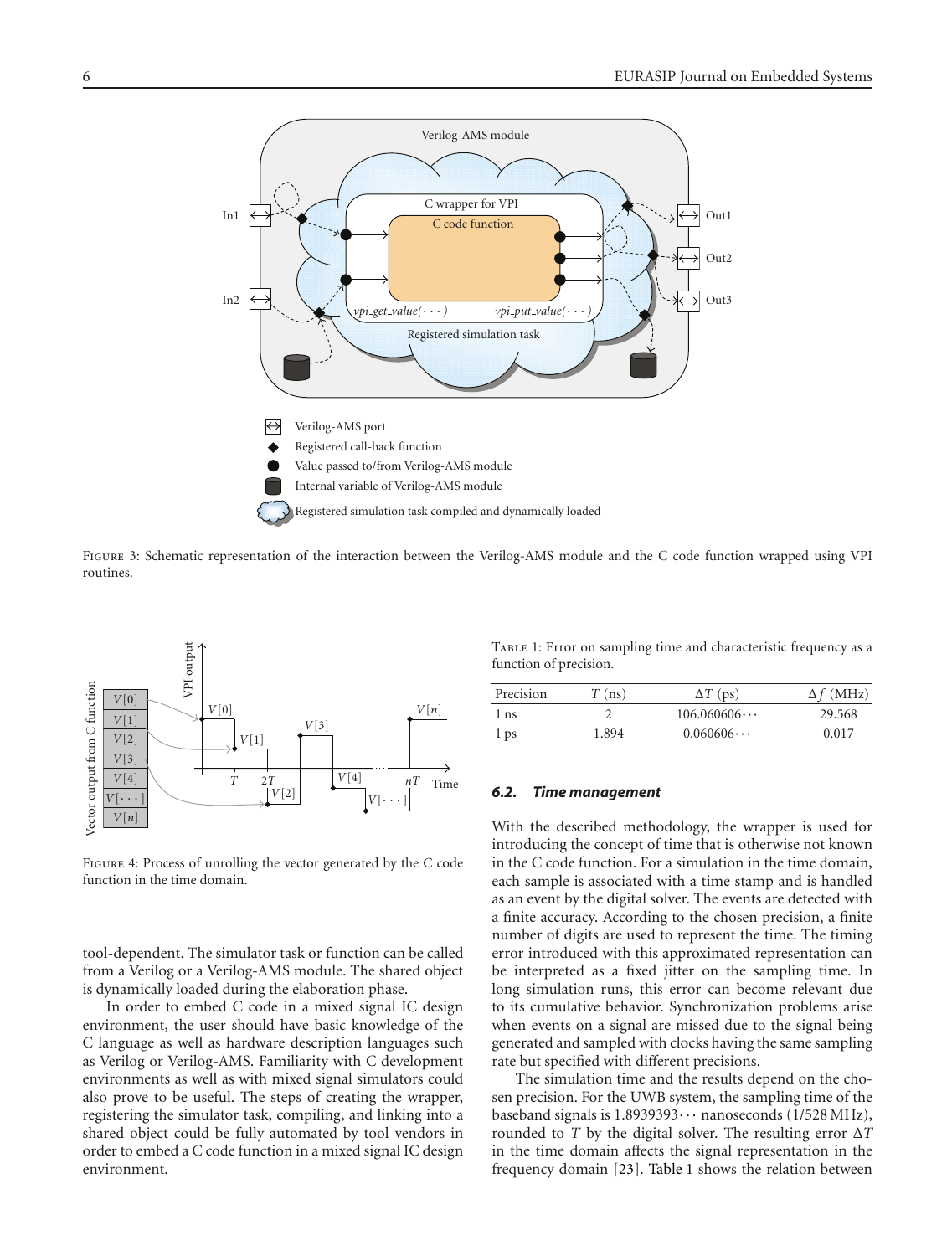Figure 3: Schematic representation of the interaction between the Verilog-AMS module and the C code function wrapped using VPI routines.

Figure 4: Process of unrolling the vector generated by the C code function in the time domain.

tool-dependent. The simulator task or function can be called from a Verilog or a Verilog-AMS module. The shared object is dynamically loaded during the elaboration phase.

In order to embed C code in a mixed signal IC design environment, the user should have basic knowledge of the C language as well as hardware description languages such as Verilog or Verilog-AMS. Familiarity with C development environments as well as with mixed signal simulators could also prove to be useful. The steps of creating the wrapper, registering the simulator task, compiling, and linking into a shared object could be fully automated by tool vendors in order to embed a C code function in a mixed signal IC design environment.

Table 1: Error on sampling time and characteristic frequency as a function of precision.

| Precision | $T$ (ns) | $\Delta T$ (ps) | $\Delta f$ (MHz) |
|---|---|---|---|
| 1 ns | 2 | $106.060606\cdots$ | 29.568 |
| 1 ps | 1.894 | $0.060606\cdots$ | 0.017 |

### *6.2. Time management*

With the described methodology, the wrapper is used for introducing the concept of time that is otherwise not known in the C code function. For a simulation in the time domain, each sample is associated with a time stamp and is handled as an event by the digital solver. The events are detected with a finite accuracy. According to the chosen precision, a finite number of digits are used to represent the time. The timing error introduced with this approximated representation can be interpreted as a fixed jitter on the sampling time. In long simulation runs, this error can become relevant due to its cumulative behavior. Synchronization problems arise when events on a signal are missed due to the signal being generated and sampled with clocks having the same sampling rate but specified with different precisions.

The simulation time and the results depend on the chosen precision. For the UWB system, the sampling time of the baseband signals is $1.8939393\cdots$ nanoseconds (1/528 MHz), rounded to $T$ by the digital solver. The resulting error $\Delta T$ in the time domain affects the signal representation in the frequency domain [23]. Table 1 shows the relation between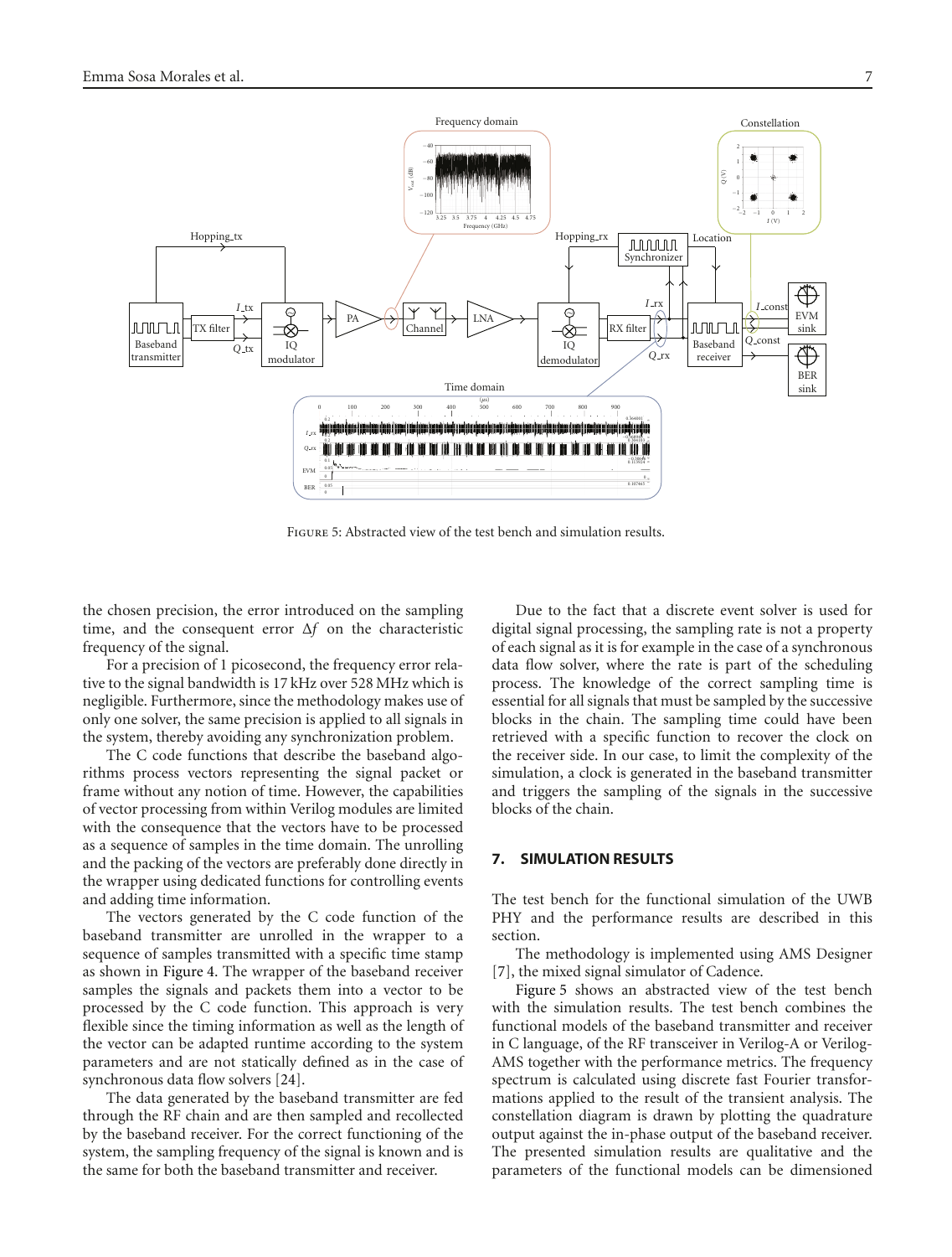Figure 5: Abstracted view of the test bench and simulation results.

the chosen precision, the error introduced on the sampling time, and the consequent error $\Delta f$ on the characteristic frequency of the signal.

For a precision of 1 picosecond, the frequency error relative to the signal bandwidth is 17 kHz over 528 MHz which is negligible. Furthermore, since the methodology makes use of only one solver, the same precision is applied to all signals in the system, thereby avoiding any synchronization problem.

The C code functions that describe the baseband algorithms process vectors representing the signal packet or frame without any notion of time. However, the capabilities of vector processing from within Verilog modules are limited with the consequence that the vectors have to be processed as a sequence of samples in the time domain. The unrolling and the packing of the vectors are preferably done directly in the wrapper using dedicated functions for controlling events and adding time information.

The vectors generated by the C code function of the baseband transmitter are unrolled in the wrapper to a sequence of samples transmitted with a specific time stamp as shown in Figure 4. The wrapper of the baseband receiver samples the signals and packets them into a vector to be processed by the C code function. This approach is very flexible since the timing information as well as the length of the vector can be adapted runtime according to the system parameters and are not statically defined as in the case of synchronous data flow solvers [24].

The data generated by the baseband transmitter are fed through the RF chain and are then sampled and recollected by the baseband receiver. For the correct functioning of the system, the sampling frequency of the signal is known and is the same for both the baseband transmitter and receiver.

Due to the fact that a discrete event solver is used for digital signal processing, the sampling rate is not a property of each signal as it is for example in the case of a synchronous data flow solver, where the rate is part of the scheduling process. The knowledge of the correct sampling time is essential for all signals that must be sampled by the successive blocks in the chain. The sampling time could have been retrieved with a specific function to recover the clock on the receiver side. In our case, to limit the complexity of the simulation, a clock is generated in the baseband transmitter and triggers the sampling of the signals in the successive blocks of the chain.

## 7. SIMULATION RESULTS

The test bench for the functional simulation of the UWB PHY and the performance results are described in this section.

The methodology is implemented using AMS Designer [7], the mixed signal simulator of Cadence.

Figure 5 shows an abstracted view of the test bench with the simulation results. The test bench combines the functional models of the baseband transmitter and receiver in C language, of the RF transceiver in Verilog-A or Verilog-AMS together with the performance metrics. The frequency spectrum is calculated using discrete fast Fourier transformations applied to the result of the transient analysis. The constellation diagram is drawn by plotting the quadrature output against the in-phase output of the baseband receiver. The presented simulation results are qualitative and the parameters of the functional models can be dimensioned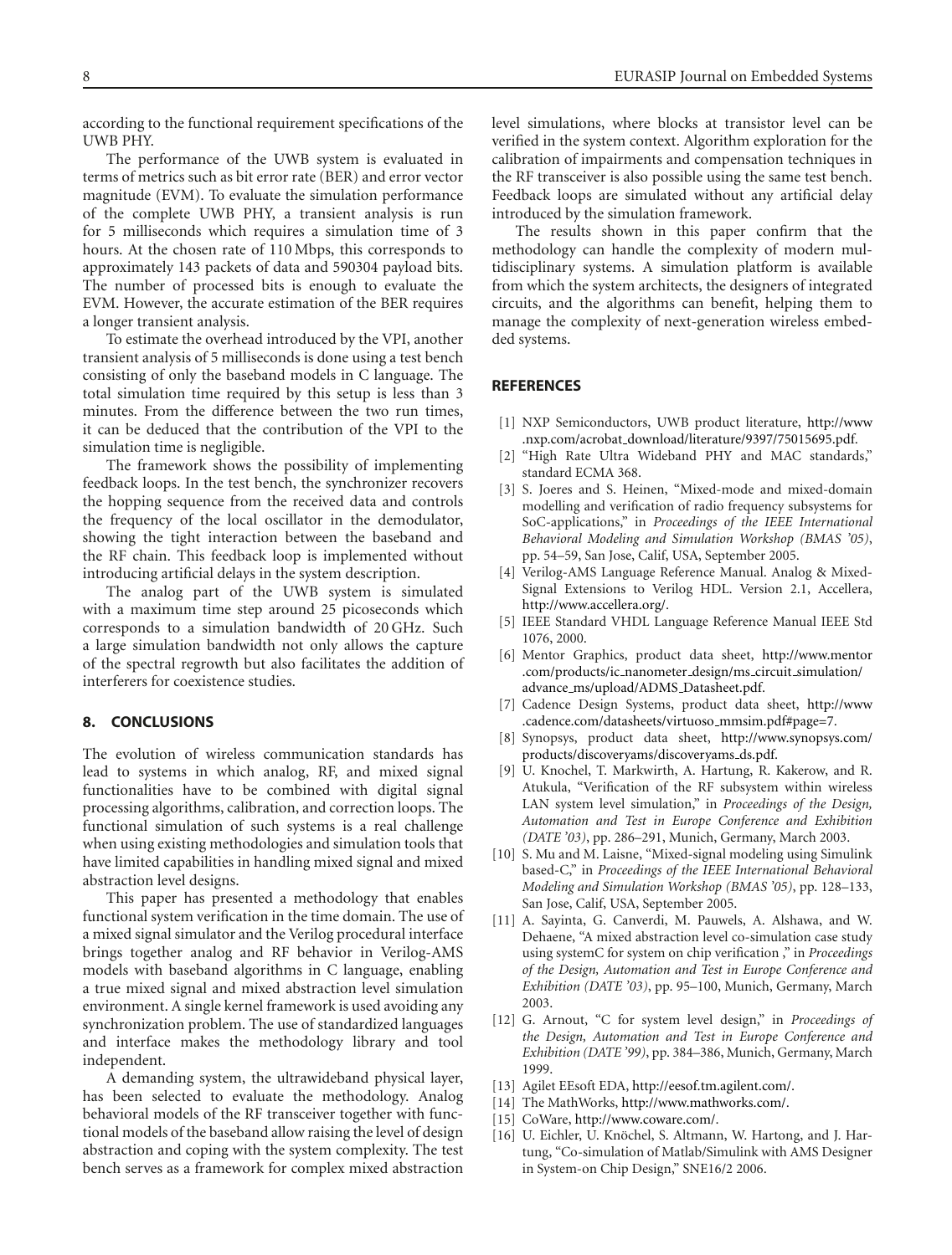according to the functional requirement specifications of the UWB PHY.

The performance of the UWB system is evaluated in terms of metrics such as bit error rate (BER) and error vector magnitude (EVM). To evaluate the simulation performance of the complete UWB PHY, a transient analysis is run for 5 milliseconds which requires a simulation time of 3 hours. At the chosen rate of 110 Mbps, this corresponds to approximately 143 packets of data and 590304 payload bits. The number of processed bits is enough to evaluate the EVM. However, the accurate estimation of the BER requires a longer transient analysis.

To estimate the overhead introduced by the VPI, another transient analysis of 5 milliseconds is done using a test bench consisting of only the baseband models in C language. The total simulation time required by this setup is less than 3 minutes. From the difference between the two run times, it can be deduced that the contribution of the VPI to the simulation time is negligible.

The framework shows the possibility of implementing feedback loops. In the test bench, the synchronizer recovers the hopping sequence from the received data and controls the frequency of the local oscillator in the demodulator, showing the tight interaction between the baseband and the RF chain. This feedback loop is implemented without introducing artificial delays in the system description.

The analog part of the UWB system is simulated with a maximum time step around 25 picoseconds which corresponds to a simulation bandwidth of 20 GHz. Such a large simulation bandwidth not only allows the capture of the spectral regrowth but also facilitates the addition of interferers for coexistence studies.

## 8. CONCLUSIONS

The evolution of wireless communication standards has lead to systems in which analog, RF, and mixed signal functionalities have to be combined with digital signal processing algorithms, calibration, and correction loops. The functional simulation of such systems is a real challenge when using existing methodologies and simulation tools that have limited capabilities in handling mixed signal and mixed abstraction level designs.

This paper has presented a methodology that enables functional system verification in the time domain. The use of a mixed signal simulator and the Verilog procedural interface brings together analog and RF behavior in Verilog-AMS models with baseband algorithms in C language, enabling a true mixed signal and mixed abstraction level simulation environment. A single kernel framework is used avoiding any synchronization problem. The use of standardized languages and interface makes the methodology library and tool independent.

A demanding system, the ultrawideband physical layer, has been selected to evaluate the methodology. Analog behavioral models of the RF transceiver together with functional models of the baseband allow raising the level of design abstraction and coping with the system complexity. The test bench serves as a framework for complex mixed abstraction level simulations, where blocks at transistor level can be verified in the system context. Algorithm exploration for the calibration of impairments and compensation techniques in the RF transceiver is also possible using the same test bench. Feedback loops are simulated without any artificial delay introduced by the simulation framework.

The results shown in this paper confirm that the methodology can handle the complexity of modern multidisciplinary systems. A simulation platform is available from which the system architects, the designers of integrated circuits, and the algorithms can benefit, helping them to manage the complexity of next-generation wireless embedded systems.

## REFERENCES

[1] NXP Semiconductors, UWB product literature, http://www.nxp.com/acrobat_download/literature/9397/75015695.pdf.

[2] "High Rate Ultra Wideband PHY and MAC standards," standard ECMA 368.

[3] S. Joeres and S. Heinen, "Mixed-mode and mixed-domain modelling and verification of radio frequency subsystems for SoC-applications," in *Proceedings of the IEEE International Behavioral Modeling and Simulation Workshop (BMAS '05)*, pp. 54–59, San Jose, Calif, USA, September 2005.

[4] Verilog-AMS Language Reference Manual. Analog & Mixed-Signal Extensions to Verilog HDL. Version 2.1, Accellera, http://www.accellera.org/.

[5] IEEE Standard VHDL Language Reference Manual IEEE Std 1076, 2000.

[6] Mentor Graphics, product data sheet, http://www.mentor.com/products/ic_nanometer_design/ms_circuit_simulation/advance_ms/upload/ADMS_Datasheet.pdf.

[7] Cadence Design Systems, product data sheet, http://www.cadence.com/datasheets/virtuoso_mmsim.pdf#page=7.

[8] Synopsys, product data sheet, http://www.synopsys.com/products/discoveryams/discoveryams_ds.pdf.

[9] U. Knochel, T. Markwirth, A. Hartung, R. Kakerow, and R. Atukula, "Verification of the RF subsystem within wireless LAN system level simulation," in *Proceedings of the Design, Automation and Test in Europe Conference and Exhibition (DATE '03)*, pp. 286–291, Munich, Germany, March 2003.

[10] S. Mu and M. Laisne, "Mixed-signal modeling using Simulink based-C," in *Proceedings of the IEEE International Behavioral Modeling and Simulation Workshop (BMAS '05)*, pp. 128–133, San Jose, Calif, USA, September 2005.

[11] A. Sayinta, G. Canverdi, M. Pauwels, A. Alshawa, and W. Dehaene, "A mixed abstraction level co-simulation case study using systemC for system on chip verification ," in *Proceedings of the Design, Automation and Test in Europe Conference and Exhibition (DATE '03)*, pp. 95–100, Munich, Germany, March 2003.

[12] G. Arnout, "C for system level design," in *Proceedings of the Design, Automation and Test in Europe Conference and Exhibition (DATE '99)*, pp. 384–386, Munich, Germany, March 1999.

[13] Agilet EEsoft EDA, http://eesof.tm.agilent.com/.

[14] The MathWorks, http://www.mathworks.com/.

[15] CoWare, http://www.coware.com/.

[16] U. Eichler, U. Knöchel, S. Altmann, W. Hartong, and J. Hartung, "Co-simulation of Matlab/Simulink with AMS Designer in System-on Chip Design," SNE16/2 2006.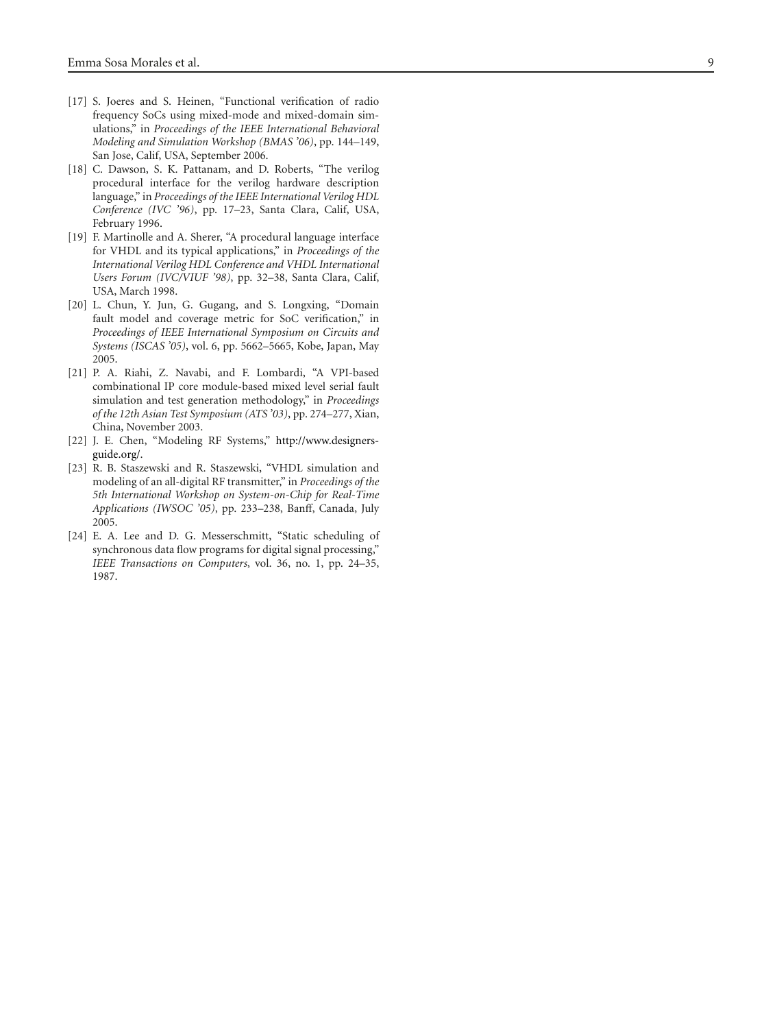[17] S. Joeres and S. Heinen, "Functional verification of radio frequency SoCs using mixed-mode and mixed-domain simulations," in *Proceedings of the IEEE International Behavioral Modeling and Simulation Workshop (BMAS '06)*, pp. 144–149, San Jose, Calif, USA, September 2006.

[18] C. Dawson, S. K. Pattanam, and D. Roberts, "The verilog procedural interface for the verilog hardware description language," in *Proceedings of the IEEE International Verilog HDL Conference (IVC '96)*, pp. 17–23, Santa Clara, Calif, USA, February 1996.

[19] F. Martinolle and A. Sherer, "A procedural language interface for VHDL and its typical applications," in *Proceedings of the International Verilog HDL Conference and VHDL International Users Forum (IVC/VIUF '98)*, pp. 32–38, Santa Clara, Calif, USA, March 1998.

[20] L. Chun, Y. Jun, G. Gugang, and S. Longxing, "Domain fault model and coverage metric for SoC verification," in *Proceedings of IEEE International Symposium on Circuits and Systems (ISCAS '05)*, vol. 6, pp. 5662–5665, Kobe, Japan, May 2005.

[21] P. A. Riahi, Z. Navabi, and F. Lombardi, "A VPI-based combinational IP core module-based mixed level serial fault simulation and test generation methodology," in *Proceedings of the 12th Asian Test Symposium (ATS '03)*, pp. 274–277, Xian, China, November 2003.

[22] J. E. Chen, "Modeling RF Systems," http://www.designers-guide.org/.

[23] R. B. Staszewski and R. Staszewski, "VHDL simulation and modeling of an all-digital RF transmitter," in *Proceedings of the 5th International Workshop on System-on-Chip for Real-Time Applications (IWSOC '05)*, pp. 233–238, Banff, Canada, July 2005.

[24] E. A. Lee and D. G. Messerschmitt, "Static scheduling of synchronous data flow programs for digital signal processing," *IEEE Transactions on Computers*, vol. 36, no. 1, pp. 24–35, 1987.